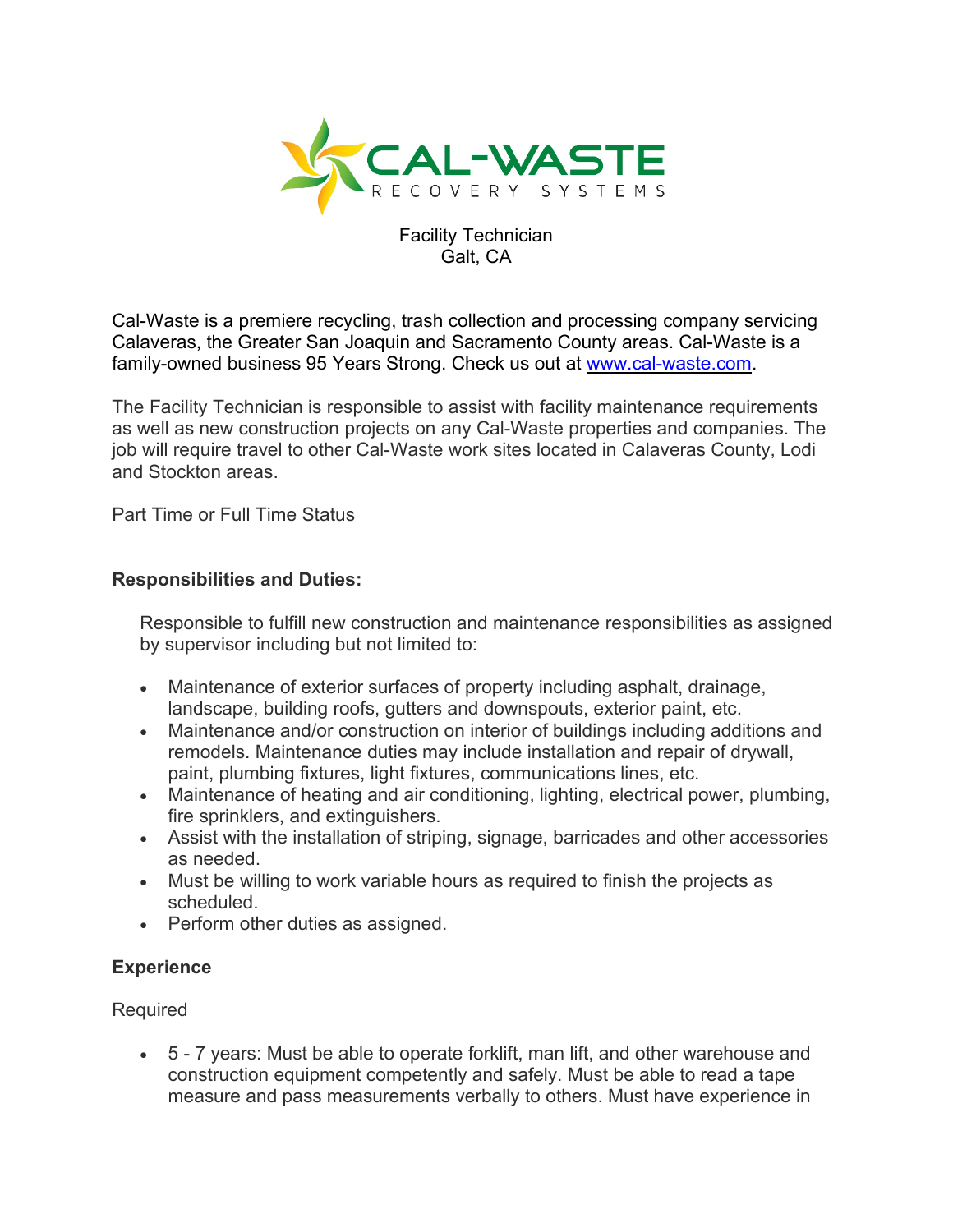CAL-WASTE RECOVERY SYSTEMS

Facility Technician
Galt, CA

Cal-Waste is a premiere recycling, trash collection and processing company servicing Calaveras, the Greater San Joaquin and Sacramento County areas. Cal-Waste is a family-owned business 95 Years Strong. Check us out at [www.cal-waste.com](http://www.cal-waste.com).

The Facility Technician is responsible to assist with facility maintenance requirements as well as new construction projects on any Cal-Waste properties and companies. The job will require travel to other Cal-Waste work sites located in Calaveras County, Lodi and Stockton areas.

Part Time or Full Time Status

**Responsibilities and Duties:**

Responsible to fulfill new construction and maintenance responsibilities as assigned by supervisor including but not limited to:

- Maintenance of exterior surfaces of property including asphalt, drainage, landscape, building roofs, gutters and downspouts, exterior paint, etc.
- Maintenance and/or construction on interior of buildings including additions and remodels. Maintenance duties may include installation and repair of drywall, paint, plumbing fixtures, light fixtures, communications lines, etc.
- Maintenance of heating and air conditioning, lighting, electrical power, plumbing, fire sprinklers, and extinguishers.
- Assist with the installation of striping, signage, barricades and other accessories as needed.
- Must be willing to work variable hours as required to finish the projects as scheduled.
- Perform other duties as assigned.

**Experience**

Required

- 5 - 7 years: Must be able to operate forklift, man lift, and other warehouse and construction equipment competently and safely. Must be able to read a tape measure and pass measurements verbally to others. Must have experience in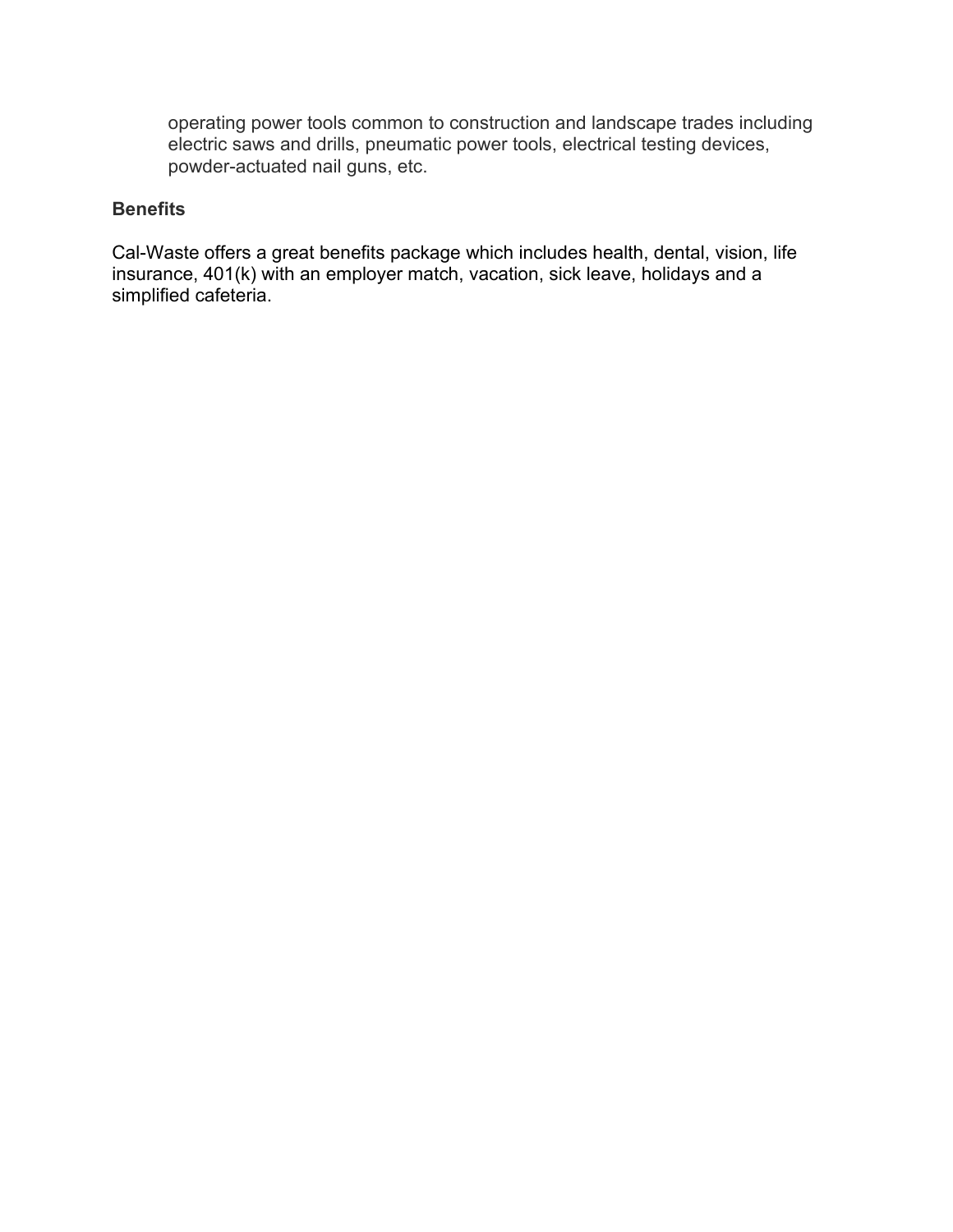operating power tools common to construction and landscape trades including electric saws and drills, pneumatic power tools, electrical testing devices, powder-actuated nail guns, etc.

**Benefits**

Cal-Waste offers a great benefits package which includes health, dental, vision, life insurance, 401(k) with an employer match, vacation, sick leave, holidays and a simplified cafeteria.